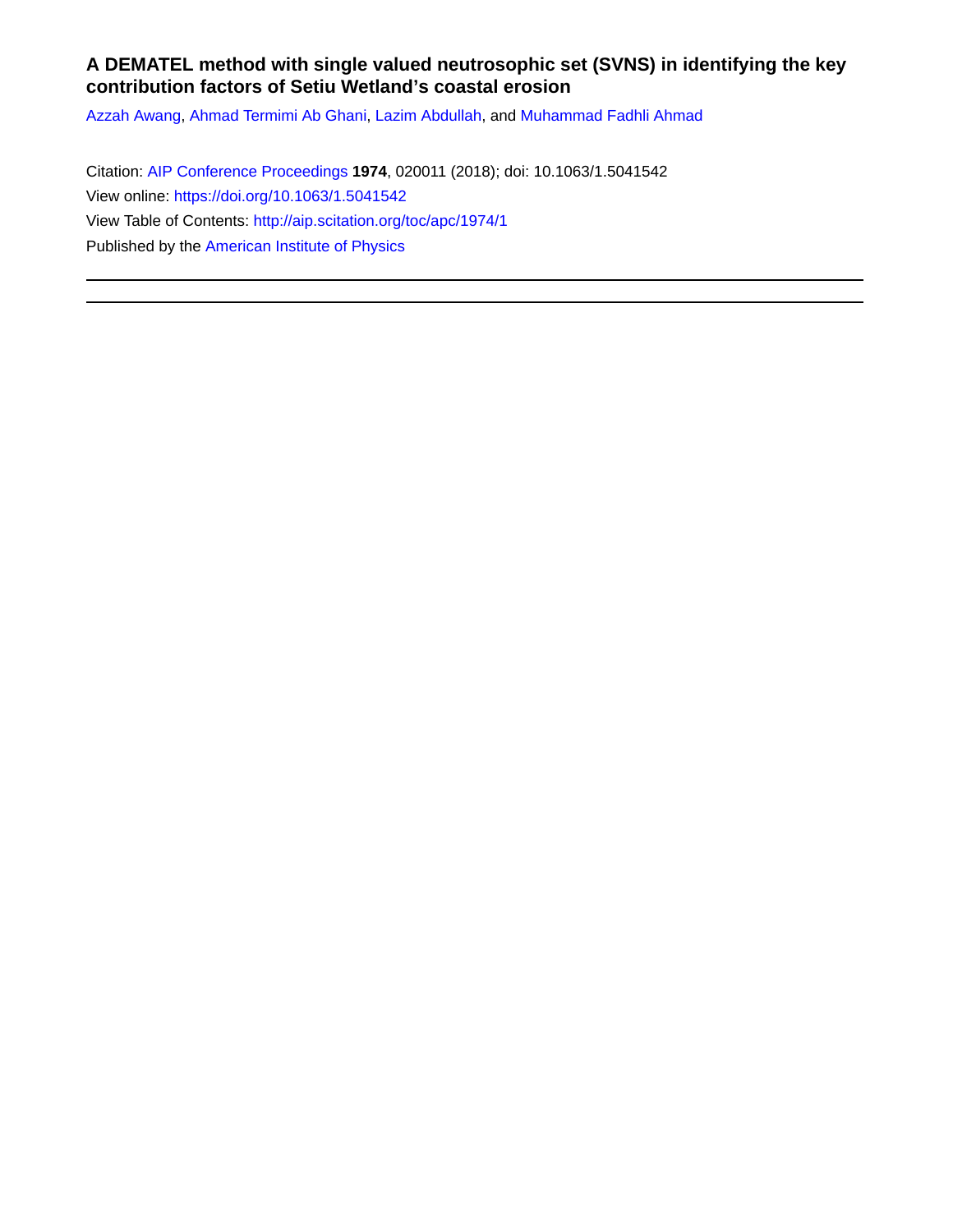# A DEMATEL method with single valued neutrosophic set (SVNS) in identifying the key contribution factors of Setiu Wetland's coastal erosion

Azzah Awang, Ahmad Termimi Ab Ghani, Lazim Abdullah, and Muhammad Fadhli Ahmad

Citation: AIP Conference Proceedings **1974**, 020011 (2018); doi: 10.1063/1.5041542

View online: https://doi.org/10.1063/1.5041542

View Table of Contents: http://aip.scitation.org/toc/apc/1974/1

Published by the American Institute of Physics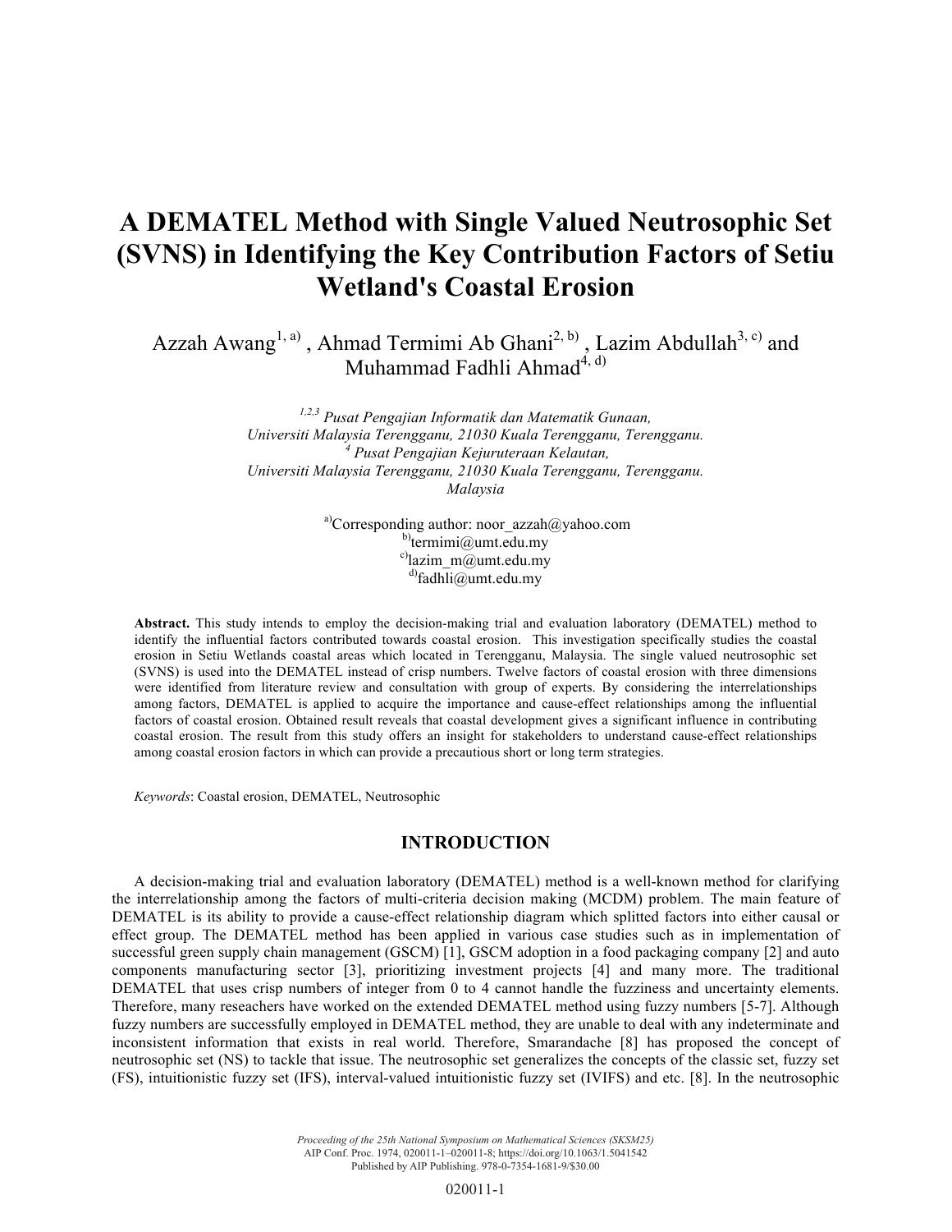# A DEMATEL Method with Single Valued Neutrosophic Set (SVNS) in Identifying the Key Contribution Factors of Setiu Wetland's Coastal Erosion

Azzah Awang[1, a)] , Ahmad Termimi Ab Ghani[2, b)] , Lazim Abdullah[3, c)] and Muhammad Fadhli Ahmad[4, d)]

*[1,2,3] Pusat Pengajian Informatik dan Matematik Gunaan, Universiti Malaysia Terengganu, 21030 Kuala Terengganu, Terengganu.*
*[4] Pusat Pengajian Kejuruteraan Kelautan, Universiti Malaysia Terengganu, 21030 Kuala Terengganu, Terengganu. Malaysia*

[a)]Corresponding author: noor_azzah@yahoo.com
[b)]termimi@umt.edu.my
[c)]lazim_m@umt.edu.my
[d)]fadhli@umt.edu.my

**Abstract.** This study intends to employ the decision-making trial and evaluation laboratory (DEMATEL) method to identify the influential factors contributed towards coastal erosion. This investigation specifically studies the coastal erosion in Setiu Wetlands coastal areas which located in Terengganu, Malaysia. The single valued neutrosophic set (SVNS) is used into the DEMATEL instead of crisp numbers. Twelve factors of coastal erosion with three dimensions were identified from literature review and consultation with group of experts. By considering the interrelationships among factors, DEMATEL is applied to acquire the importance and cause-effect relationships among the influential factors of coastal erosion. Obtained result reveals that coastal development gives a significant influence in contributing coastal erosion. The result from this study offers an insight for stakeholders to understand cause-effect relationships among coastal erosion factors in which can provide a precautious short or long term strategies.

*Keywords*: Coastal erosion, DEMATEL, Neutrosophic

## INTRODUCTION

A decision-making trial and evaluation laboratory (DEMATEL) method is a well-known method for clarifying the interrelationship among the factors of multi-criteria decision making (MCDM) problem. The main feature of DEMATEL is its ability to provide a cause-effect relationship diagram which splitted factors into either causal or effect group. The DEMATEL method has been applied in various case studies such as in implementation of successful green supply chain management (GSCM) [1], GSCM adoption in a food packaging company [2] and auto components manufacturing sector [3], prioritizing investment projects [4] and many more. The traditional DEMATEL that uses crisp numbers of integer from 0 to 4 cannot handle the fuzziness and uncertainty elements. Therefore, many reseachers have worked on the extended DEMATEL method using fuzzy numbers [5-7]. Although fuzzy numbers are successfully employed in DEMATEL method, they are unable to deal with any indeterminate and inconsistent information that exists in real world. Therefore, Smarandache [8] has proposed the concept of neutrosophic set (NS) to tackle that issue. The neutrosophic set generalizes the concepts of the classic set, fuzzy set (FS), intuitionistic fuzzy set (IFS), interval-valued intuitionistic fuzzy set (IVIFS) and etc. [8]. In the neutrosophic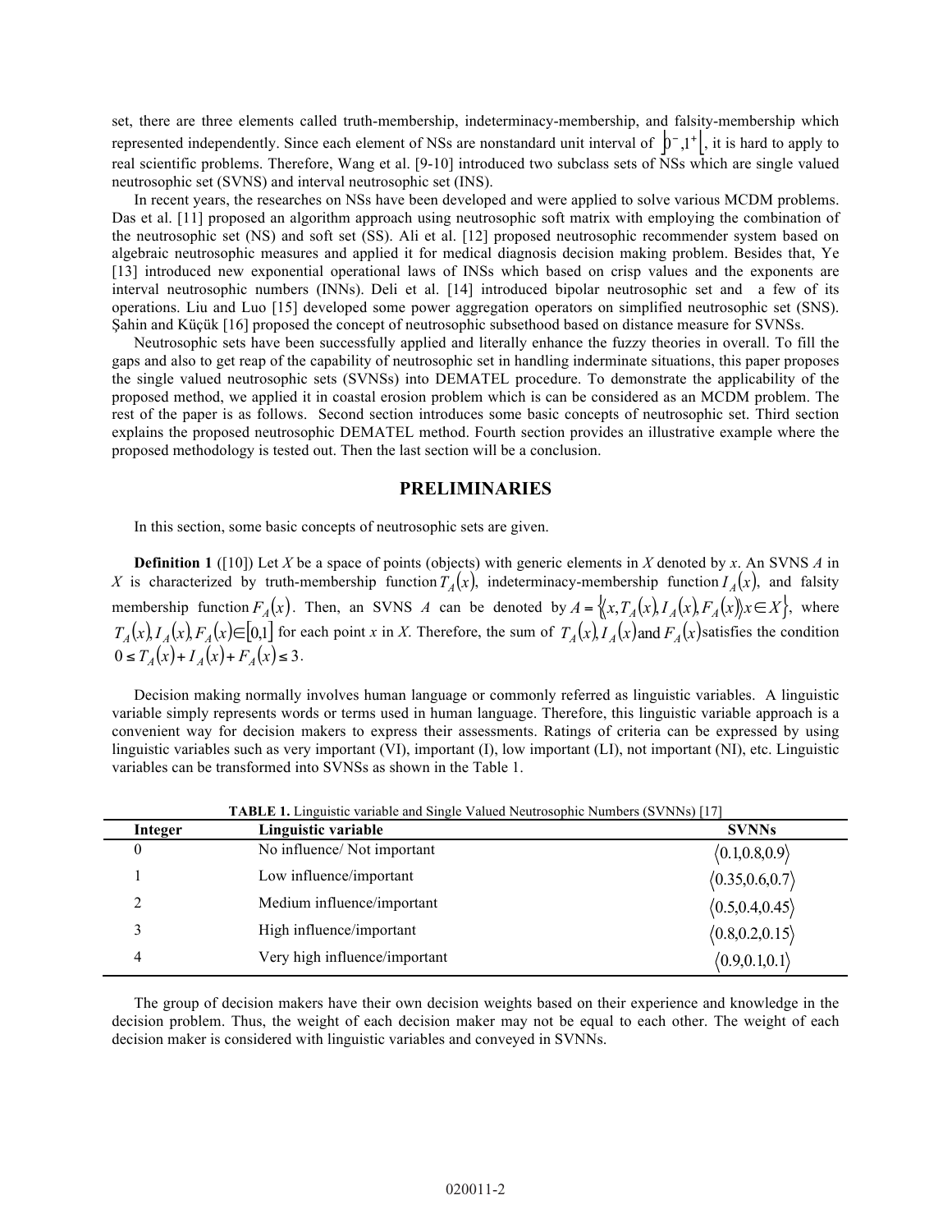set, there are three elements called truth-membership, indeterminacy-membership, and falsity-membership which represented independently. Since each element of NSs are nonstandard unit interval of $]0^-,1^+[$, it is hard to apply to real scientific problems. Therefore, Wang et al. [9-10] introduced two subclass sets of NSs which are single valued neutrosophic set (SVNS) and interval neutrosophic set (INS).

In recent years, the researches on NSs have been developed and were applied to solve various MCDM problems. Das et al. [11] proposed an algorithm approach using neutrosophic soft matrix with employing the combination of the neutrosophic set (NS) and soft set (SS). Ali et al. [12] proposed neutrosophic recommender system based on algebraic neutrosophic measures and applied it for medical diagnosis decision making problem. Besides that, Ye [13] introduced new exponential operational laws of INSs which based on crisp values and the exponents are interval neutrosophic numbers (INNs). Deli et al. [14] introduced bipolar neutrosophic set and a few of its operations. Liu and Luo [15] developed some power aggregation operators on simplified neutrosophic set (SNS). Şahin and Küçük [16] proposed the concept of neutrosophic subsethood based on distance measure for SVNSs.

Neutrosophic sets have been successfully applied and literally enhance the fuzzy theories in overall. To fill the gaps and also to get reap of the capability of neutrosophic set in handling inderminate situations, this paper proposes the single valued neutrosophic sets (SVNSs) into DEMATEL procedure. To demonstrate the applicability of the proposed method, we applied it in coastal erosion problem which is can be considered as an MCDM problem. The rest of the paper is as follows. Second section introduces some basic concepts of neutrosophic set. Third section explains the proposed neutrosophic DEMATEL method. Fourth section provides an illustrative example where the proposed methodology is tested out. Then the last section will be a conclusion.

## PRELIMINARIES

In this section, some basic concepts of neutrosophic sets are given.

**Definition 1** ([10]) Let *X* be a space of points (objects) with generic elements in *X* denoted by *x*. An SVNS *A* in *X* is characterized by truth-membership function $T_A(x)$, indeterminacy-membership function $I_A(x)$, and falsity membership function $F_A(x)$. Then, an SVNS *A* can be denoted by $A = \{\langle x, T_A(x), I_A(x), F_A(x)\rangle x \in X\}$, where $T_A(x), I_A(x), F_A(x) \in [0,1]$ for each point *x* in *X*. Therefore, the sum of $T_A(x), I_A(x)$ and $F_A(x)$ satisfies the condition $0 \le T_A(x) + I_A(x) + F_A(x) \le 3$.

Decision making normally involves human language or commonly referred as linguistic variables. A linguistic variable simply represents words or terms used in human language. Therefore, this linguistic variable approach is a convenient way for decision makers to express their assessments. Ratings of criteria can be expressed by using linguistic variables such as very important (VI), important (I), low important (LI), not important (NI), etc. Linguistic variables can be transformed into SVNSs as shown in the Table 1.

**TABLE 1.** Linguistic variable and Single Valued Neutrosophic Numbers (SVNNs) [17]

| Integer | Linguistic variable | SVNNs |
|---|---|---|
| 0 | No influence/ Not important | $\langle 0.1,0.8,0.9\rangle$ |
| 1 | Low influence/important | $\langle 0.35,0.6,0.7\rangle$ |
| 2 | Medium influence/important | $\langle 0.5,0.4,0.45\rangle$ |
| 3 | High influence/important | $\langle 0.8,0.2,0.15\rangle$ |
| 4 | Very high influence/important | $\langle 0.9,0.1,0.1\rangle$ |

The group of decision makers have their own decision weights based on their experience and knowledge in the decision problem. Thus, the weight of each decision maker may not be equal to each other. The weight of each decision maker is considered with linguistic variables and conveyed in SVNNs.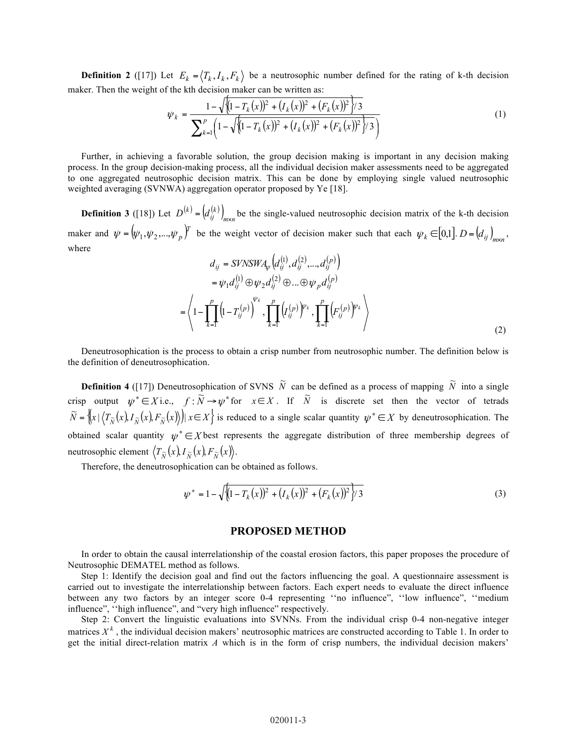**Definition 2** ([17]) Let $E_k = \langle T_k, I_k, F_k \rangle$ be a neutrosophic number defined for the rating of k-th decision maker. Then the weight of the kth decision maker can be written as:

$$\psi_k = \frac{1 - \sqrt{\left\{(1 - T_k(x))^2 + (I_k(x))^2 + (F_k(x))^2\right\}/3}}{\sum_{k=1}^{p}\left(1 - \sqrt{\left\{(1 - T_k(x))^2 + (I_k(x))^2 + (F_k(x))^2\right\}/3}\right)} \tag{1}$$

Further, in achieving a favorable solution, the group decision making is important in any decision making process. In the group decision-making process, all the individual decision maker assessments need to be aggregated to one aggregated neutrosophic decision matrix. This can be done by employing single valued neutrosophic weighted averaging (SVNWA) aggregation operator proposed by Ye [18].

**Definition 3** ([18]) Let $D^{(k)} = \left(d_{ij}^{(k)}\right)_{m \times n}$ be the single-valued neutrosophic decision matrix of the k-th decision maker and $\psi = (\psi_1, \psi_2, ..., \psi_p)^T$ be the weight vector of decision maker such that each $\psi_k \in [0,1]$. $D = (d_{ij})_{m \times n}$, where

$$\begin{aligned} d_{ij} &= SVNSWA_{\psi}\left(d_{ij}^{(1)}, d_{ij}^{(2)}, ..., d_{ij}^{(p)}\right) \\ &= \psi_1 d_{ij}^{(1)} \oplus \psi_2 d_{ij}^{(2)} \oplus ... \oplus \psi_p d_{ij}^{(p)} \\ &= \left\langle 1 - \prod_{k=1}^{p}\left(1 - T_{ij}^{(p)}\right)^{\psi_k}, \prod_{k=1}^{p}\left(I_{ij}^{(p)}\right)^{\psi_k}, \prod_{k=1}^{p}\left(F_{ij}^{(p)}\right)^{\psi_k} \right\rangle \end{aligned} \tag{2}$$

Deneutrosophication is the process to obtain a crisp number from neutrosophic number. The definition below is the definition of deneutrosophication.

**Definition 4** ([17]) Deneutrosophication of SVNS $\tilde{N}$ can be defined as a process of mapping $\tilde{N}$ into a single crisp output $\psi^* \in X$ i.e., $f : \tilde{N} \rightarrow \psi^*$ for $x \in X$. If $\tilde{N}$ is discrete set then the vector of tetrads $\tilde{N} = \left\{x \mid \left\langle T_{\tilde{N}}(x), I_{\tilde{N}}(x), F_{\tilde{N}}(x)\right\rangle \mid x \in X\right\}$ is reduced to a single scalar quantity $\psi^* \in X$ by deneutrosophication. The obtained scalar quantity $\psi^* \in X$ best represents the aggregate distribution of three membership degrees of neutrosophic element $\left\langle T_{\tilde{N}}(x), I_{\tilde{N}}(x), F_{\tilde{N}}(x)\right\rangle$.

Therefore, the deneutrosophication can be obtained as follows.

$$\psi^* = 1 - \sqrt{\left\{(1 - T_k(x))^2 + (I_k(x))^2 + (F_k(x))^2\right\}/3} \tag{3}$$

## PROPOSED METHOD

In order to obtain the causal interrelationship of the coastal erosion factors, this paper proposes the procedure of Neutrosophic DEMATEL method as follows.

Step 1: Identify the decision goal and find out the factors influencing the goal. A questionnaire assessment is carried out to investigate the interrelationship between factors. Each expert needs to evaluate the direct influence between any two factors by an integer score 0-4 representing ''no influence", ''low influence", ''medium influence", ''high influence", and "very high influence" respectively.

Step 2: Convert the linguistic evaluations into SVNNs. From the individual crisp 0-4 non-negative integer matrices $X^k$, the individual decision makers' neutrosophic matrices are constructed according to Table 1. In order to get the initial direct-relation matrix $A$ which is in the form of crisp numbers, the individual decision makers'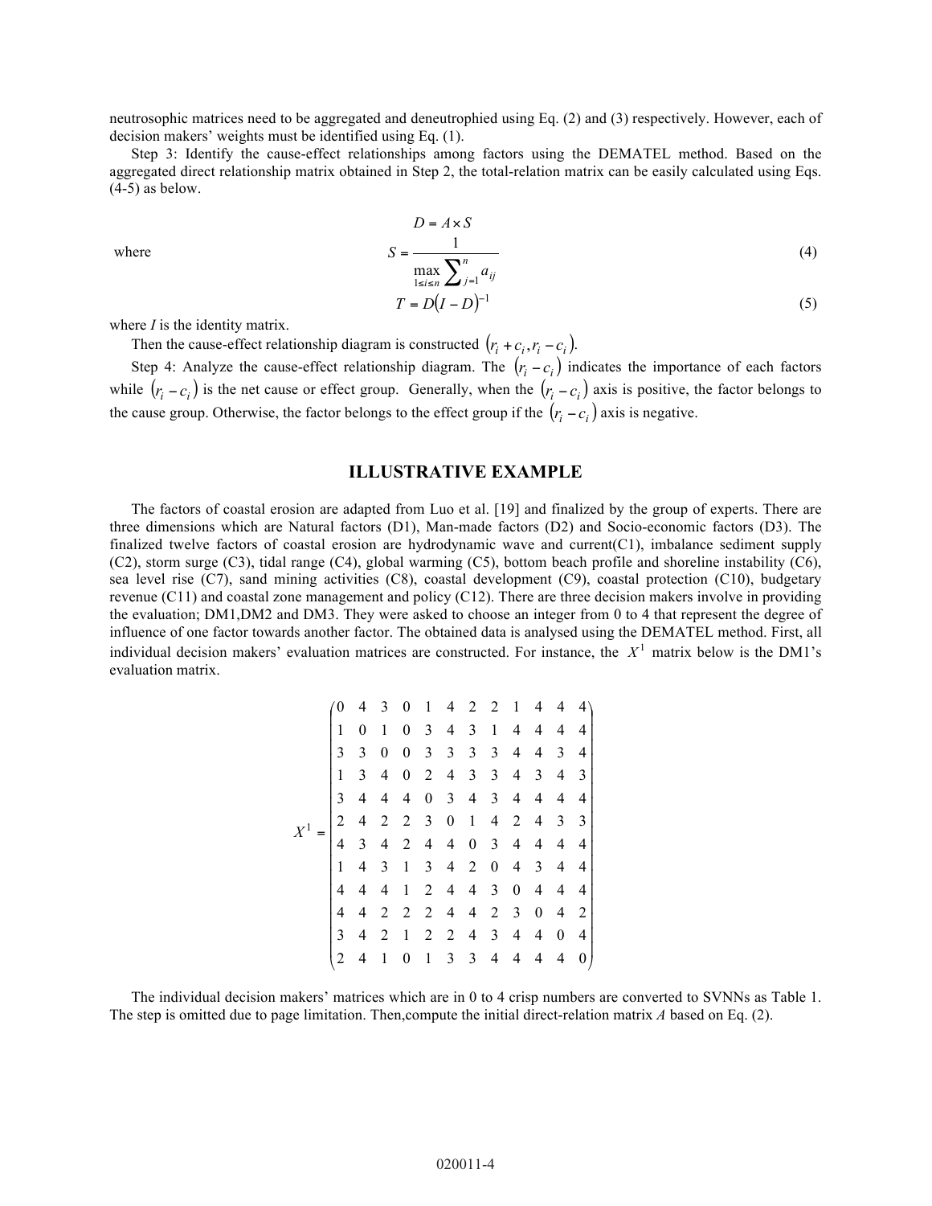neutrosophic matrices need to be aggregated and deneutrophied using Eq. (2) and (3) respectively. However, each of decision makers' weights must be identified using Eq. (1).

Step 3: Identify the cause-effect relationships among factors using the DEMATEL method. Based on the aggregated direct relationship matrix obtained in Step 2, the total-relation matrix can be easily calculated using Eqs. (4-5) as below.

$$D = A \times S$$

where

$$S = \frac{1}{\max\limits_{1 \le i \le n} \sum_{j=1}^{n} a_{ij}} \tag{4}$$

$$T = D(I - D)^{-1} \tag{5}$$

where $I$ is the identity matrix.

Then the cause-effect relationship diagram is constructed $(r_i + c_i, r_i - c_i)$.

Step 4: Analyze the cause-effect relationship diagram. The $(r_i - c_i)$ indicates the importance of each factors while $(r_i - c_i)$ is the net cause or effect group. Generally, when the $(r_i - c_i)$ axis is positive, the factor belongs to the cause group. Otherwise, the factor belongs to the effect group if the $(r_i - c_i)$ axis is negative.

## ILLUSTRATIVE EXAMPLE

The factors of coastal erosion are adapted from Luo et al. [19] and finalized by the group of experts. There are three dimensions which are Natural factors (D1), Man-made factors (D2) and Socio-economic factors (D3). The finalized twelve factors of coastal erosion are hydrodynamic wave and current(C1), imbalance sediment supply (C2), storm surge (C3), tidal range (C4), global warming (C5), bottom beach profile and shoreline instability (C6), sea level rise (C7), sand mining activities (C8), coastal development (C9), coastal protection (C10), budgetary revenue (C11) and coastal zone management and policy (C12). There are three decision makers involve in providing the evaluation; DM1,DM2 and DM3. They were asked to choose an integer from 0 to 4 that represent the degree of influence of one factor towards another factor. The obtained data is analysed using the DEMATEL method. First, all individual decision makers' evaluation matrices are constructed. For instance, the $X^1$ matrix below is the DM1's evaluation matrix.

$$X^1 = \begin{pmatrix}
0 & 4 & 3 & 0 & 1 & 4 & 2 & 2 & 1 & 4 & 4 & 4 \\
1 & 0 & 1 & 0 & 3 & 4 & 3 & 1 & 4 & 4 & 4 & 4 \\
3 & 3 & 0 & 0 & 3 & 3 & 3 & 3 & 4 & 4 & 3 & 4 \\
1 & 3 & 4 & 0 & 2 & 4 & 3 & 3 & 4 & 3 & 4 & 3 \\
3 & 4 & 4 & 4 & 0 & 3 & 4 & 3 & 4 & 4 & 4 & 4 \\
2 & 4 & 2 & 2 & 3 & 0 & 1 & 4 & 2 & 4 & 3 & 3 \\
4 & 3 & 4 & 2 & 4 & 4 & 0 & 3 & 4 & 4 & 4 & 4 \\
1 & 4 & 3 & 1 & 3 & 4 & 2 & 0 & 4 & 3 & 4 & 4 \\
4 & 4 & 4 & 1 & 2 & 4 & 4 & 3 & 0 & 4 & 4 & 4 \\
4 & 4 & 2 & 2 & 2 & 4 & 4 & 2 & 3 & 0 & 4 & 2 \\
3 & 4 & 2 & 1 & 2 & 2 & 4 & 3 & 4 & 4 & 0 & 4 \\
2 & 4 & 1 & 0 & 1 & 3 & 3 & 4 & 4 & 4 & 4 & 0
\end{pmatrix}$$

The individual decision makers' matrices which are in 0 to 4 crisp numbers are converted to SVNNs as Table 1. The step is omitted due to page limitation. Then,compute the initial direct-relation matrix $A$ based on Eq. (2).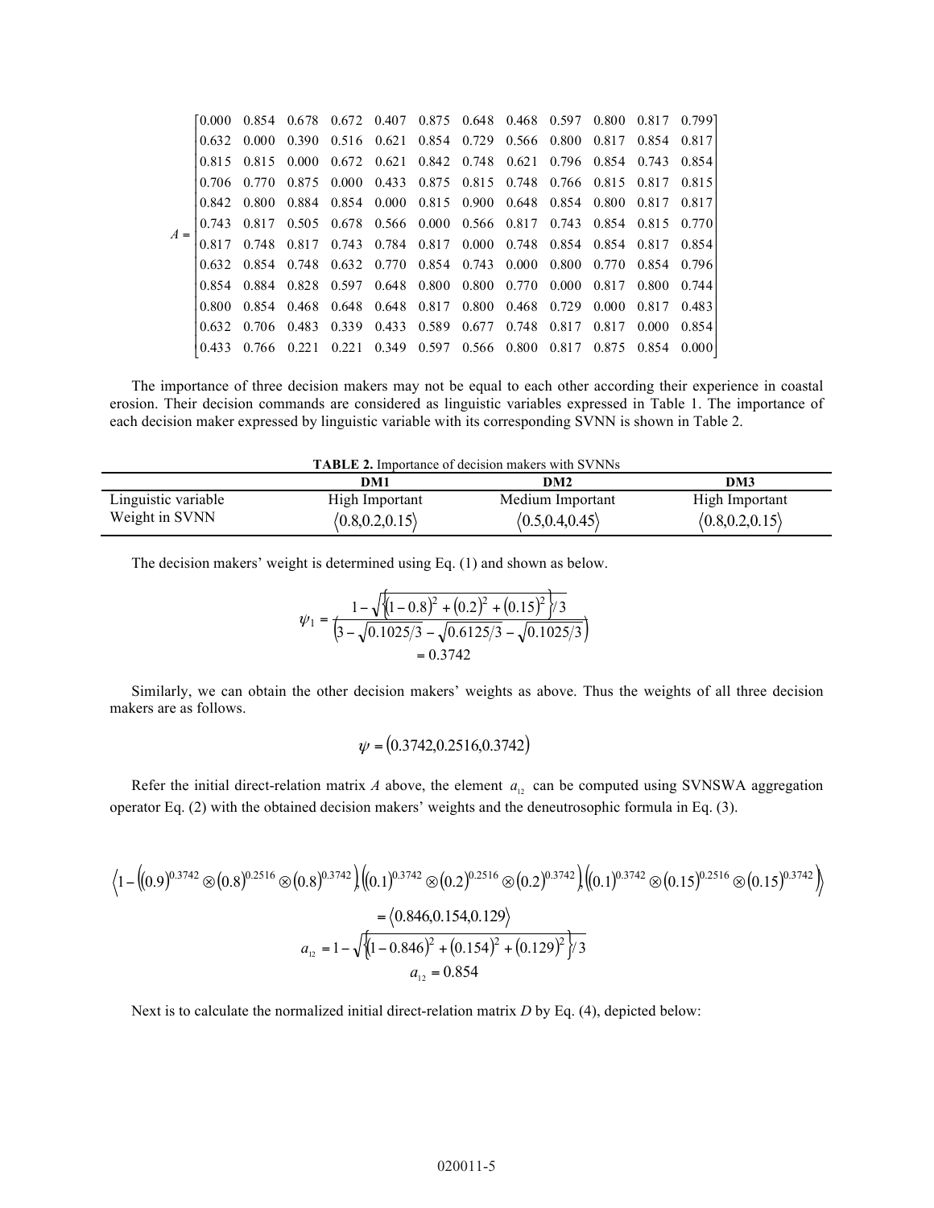$$A = \begin{bmatrix} 0.000 & 0.854 & 0.678 & 0.672 & 0.407 & 0.875 & 0.648 & 0.468 & 0.597 & 0.800 & 0.817 & 0.799 \\ 0.632 & 0.000 & 0.390 & 0.516 & 0.621 & 0.854 & 0.729 & 0.566 & 0.800 & 0.817 & 0.854 & 0.817 \\ 0.815 & 0.815 & 0.000 & 0.672 & 0.621 & 0.842 & 0.748 & 0.621 & 0.796 & 0.854 & 0.743 & 0.854 \\ 0.706 & 0.770 & 0.875 & 0.000 & 0.433 & 0.875 & 0.815 & 0.748 & 0.766 & 0.815 & 0.817 & 0.815 \\ 0.842 & 0.800 & 0.884 & 0.854 & 0.000 & 0.815 & 0.900 & 0.648 & 0.854 & 0.800 & 0.817 & 0.817 \\ 0.743 & 0.817 & 0.505 & 0.678 & 0.566 & 0.000 & 0.566 & 0.817 & 0.743 & 0.854 & 0.815 & 0.770 \\ 0.817 & 0.748 & 0.817 & 0.743 & 0.784 & 0.817 & 0.000 & 0.748 & 0.854 & 0.854 & 0.817 & 0.854 \\ 0.632 & 0.854 & 0.748 & 0.632 & 0.770 & 0.854 & 0.743 & 0.000 & 0.800 & 0.770 & 0.854 & 0.796 \\ 0.854 & 0.884 & 0.828 & 0.597 & 0.648 & 0.800 & 0.800 & 0.770 & 0.000 & 0.817 & 0.800 & 0.744 \\ 0.800 & 0.854 & 0.468 & 0.648 & 0.648 & 0.817 & 0.800 & 0.468 & 0.729 & 0.000 & 0.817 & 0.483 \\ 0.632 & 0.706 & 0.483 & 0.339 & 0.433 & 0.589 & 0.677 & 0.748 & 0.817 & 0.817 & 0.000 & 0.854 \\ 0.433 & 0.766 & 0.221 & 0.221 & 0.349 & 0.597 & 0.566 & 0.800 & 0.817 & 0.875 & 0.854 & 0.000 \end{bmatrix}$$

The importance of three decision makers may not be equal to each other according their experience in coastal erosion. Their decision commands are considered as linguistic variables expressed in Table 1. The importance of each decision maker expressed by linguistic variable with its corresponding SVNN is shown in Table 2.

**TABLE 2.** Importance of decision makers with SVNNs

| | DM1 | DM2 | DM3 |
|---|---|---|---|
| Linguistic variable | High Important | Medium Important | High Important |
| Weight in SVNN | $\langle 0.8,0.2,0.15\rangle$ | $\langle 0.5,0.4,0.45\rangle$ | $\langle 0.8,0.2,0.15\rangle$ |

The decision makers' weight is determined using Eq. (1) and shown as below.

$$\psi_1 = \frac{1-\sqrt{\left\{(1-0.8)^2+(0.2)^2+(0.15)^2\right\}/3}}{\left(3-\sqrt{0.1025/3}-\sqrt{0.6125/3}-\sqrt{0.1025/3}\right)} = 0.3742$$

Similarly, we can obtain the other decision makers' weights as above. Thus the weights of all three decision makers are as follows.

$$\psi = (0.3742, 0.2516, 0.3742)$$

Refer the initial direct-relation matrix $A$ above, the element $a_{12}$ can be computed using SVNSWA aggregation operator Eq. (2) with the obtained decision makers' weights and the deneutrosophic formula in Eq. (3).

$$\left\langle 1-\left((0.9)^{0.3742}\otimes(0.8)^{0.2516}\otimes(0.8)^{0.3742}\right), \left((0.1)^{0.3742}\otimes(0.2)^{0.2516}\otimes(0.2)^{0.3742}\right), \left((0.1)^{0.3742}\otimes(0.15)^{0.2516}\otimes(0.15)^{0.3742}\right)\right\rangle$$

$$= \langle 0.846, 0.154, 0.129\rangle$$

$$a_{12} = 1-\sqrt{\left\{(1-0.846)^2+(0.154)^2+(0.129)^2\right\}/3}$$

$$a_{12} = 0.854$$

Next is to calculate the normalized initial direct-relation matrix $D$ by Eq. (4), depicted below: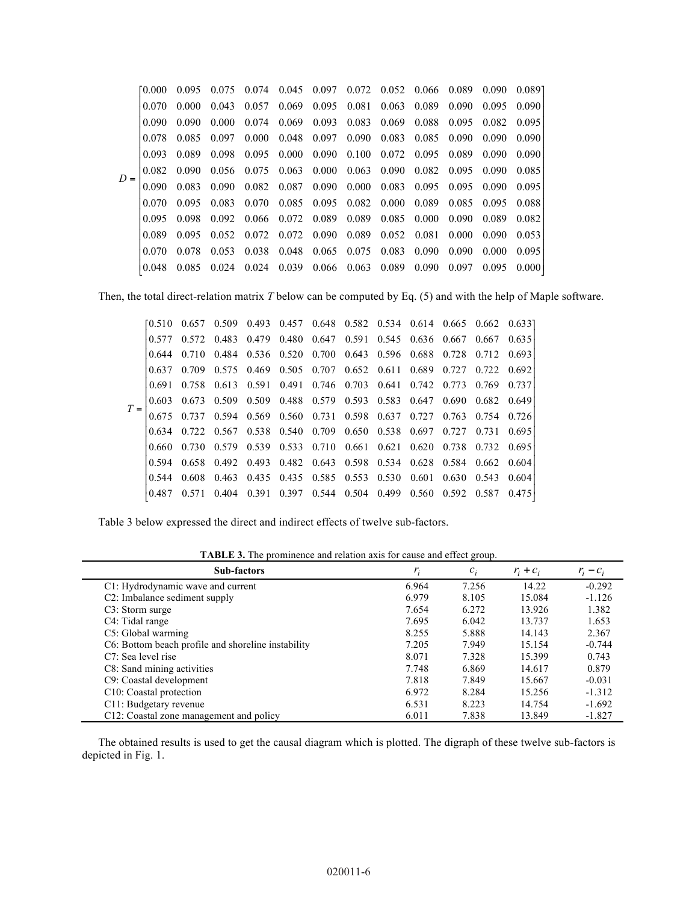$$D = \begin{bmatrix}
0.000 & 0.095 & 0.075 & 0.074 & 0.045 & 0.097 & 0.072 & 0.052 & 0.066 & 0.089 & 0.090 & 0.089 \\
0.070 & 0.000 & 0.043 & 0.057 & 0.069 & 0.095 & 0.081 & 0.063 & 0.089 & 0.090 & 0.095 & 0.090 \\
0.090 & 0.090 & 0.000 & 0.074 & 0.069 & 0.093 & 0.083 & 0.069 & 0.088 & 0.095 & 0.082 & 0.095 \\
0.078 & 0.085 & 0.097 & 0.000 & 0.048 & 0.097 & 0.090 & 0.083 & 0.085 & 0.090 & 0.090 & 0.090 \\
0.093 & 0.089 & 0.098 & 0.095 & 0.000 & 0.090 & 0.100 & 0.072 & 0.095 & 0.089 & 0.090 & 0.090 \\
0.082 & 0.090 & 0.056 & 0.075 & 0.063 & 0.000 & 0.063 & 0.090 & 0.082 & 0.095 & 0.090 & 0.085 \\
0.090 & 0.083 & 0.090 & 0.082 & 0.087 & 0.090 & 0.000 & 0.083 & 0.095 & 0.095 & 0.090 & 0.095 \\
0.070 & 0.095 & 0.083 & 0.070 & 0.085 & 0.095 & 0.082 & 0.000 & 0.089 & 0.085 & 0.095 & 0.088 \\
0.095 & 0.098 & 0.092 & 0.066 & 0.072 & 0.089 & 0.089 & 0.085 & 0.000 & 0.090 & 0.089 & 0.082 \\
0.089 & 0.095 & 0.052 & 0.072 & 0.072 & 0.090 & 0.089 & 0.052 & 0.081 & 0.000 & 0.090 & 0.053 \\
0.070 & 0.078 & 0.053 & 0.038 & 0.048 & 0.065 & 0.075 & 0.083 & 0.090 & 0.090 & 0.000 & 0.095 \\
0.048 & 0.085 & 0.024 & 0.024 & 0.039 & 0.066 & 0.063 & 0.089 & 0.090 & 0.097 & 0.095 & 0.000
\end{bmatrix}$$

Then, the total direct-relation matrix $T$ below can be computed by Eq. (5) and with the help of Maple software.

$$T = \begin{bmatrix}
0.510 & 0.657 & 0.509 & 0.493 & 0.457 & 0.648 & 0.582 & 0.534 & 0.614 & 0.665 & 0.662 & 0.633 \\
0.577 & 0.572 & 0.483 & 0.479 & 0.480 & 0.647 & 0.591 & 0.545 & 0.636 & 0.667 & 0.667 & 0.635 \\
0.644 & 0.710 & 0.484 & 0.536 & 0.520 & 0.700 & 0.643 & 0.596 & 0.688 & 0.728 & 0.712 & 0.693 \\
0.637 & 0.709 & 0.575 & 0.469 & 0.505 & 0.707 & 0.652 & 0.611 & 0.689 & 0.727 & 0.722 & 0.692 \\
0.691 & 0.758 & 0.613 & 0.591 & 0.491 & 0.746 & 0.703 & 0.641 & 0.742 & 0.773 & 0.769 & 0.737 \\
0.603 & 0.673 & 0.509 & 0.509 & 0.488 & 0.579 & 0.593 & 0.583 & 0.647 & 0.690 & 0.682 & 0.649 \\
0.675 & 0.737 & 0.594 & 0.569 & 0.560 & 0.731 & 0.598 & 0.637 & 0.727 & 0.763 & 0.754 & 0.726 \\
0.634 & 0.722 & 0.567 & 0.538 & 0.540 & 0.709 & 0.650 & 0.538 & 0.697 & 0.727 & 0.731 & 0.695 \\
0.660 & 0.730 & 0.579 & 0.539 & 0.533 & 0.710 & 0.661 & 0.621 & 0.620 & 0.738 & 0.732 & 0.695 \\
0.594 & 0.658 & 0.492 & 0.493 & 0.482 & 0.643 & 0.598 & 0.534 & 0.628 & 0.584 & 0.662 & 0.604 \\
0.544 & 0.608 & 0.463 & 0.435 & 0.435 & 0.585 & 0.553 & 0.530 & 0.601 & 0.630 & 0.543 & 0.604 \\
0.487 & 0.571 & 0.404 & 0.391 & 0.397 & 0.544 & 0.504 & 0.499 & 0.560 & 0.592 & 0.587 & 0.475
\end{bmatrix}$$

Table 3 below expressed the direct and indirect effects of twelve sub-factors.

**TABLE 3.** The prominence and relation axis for cause and effect group.

| Sub-factors | $r_i$ | $c_i$ | $r_i + c_i$ | $r_i - c_i$ |
|---|---|---|---|---|
| C1: Hydrodynamic wave and current | 6.964 | 7.256 | 14.22 | -0.292 |
| C2: Imbalance sediment supply | 6.979 | 8.105 | 15.084 | -1.126 |
| C3: Storm surge | 7.654 | 6.272 | 13.926 | 1.382 |
| C4: Tidal range | 7.695 | 6.042 | 13.737 | 1.653 |
| C5: Global warming | 8.255 | 5.888 | 14.143 | 2.367 |
| C6: Bottom beach profile and shoreline instability | 7.205 | 7.949 | 15.154 | -0.744 |
| C7: Sea level rise | 8.071 | 7.328 | 15.399 | 0.743 |
| C8: Sand mining activities | 7.748 | 6.869 | 14.617 | 0.879 |
| C9: Coastal development | 7.818 | 7.849 | 15.667 | -0.031 |
| C10: Coastal protection | 6.972 | 8.284 | 15.256 | -1.312 |
| C11: Budgetary revenue | 6.531 | 8.223 | 14.754 | -1.692 |
| C12: Coastal zone management and policy | 6.011 | 7.838 | 13.849 | -1.827 |

The obtained results is used to get the causal diagram which is plotted. The digraph of these twelve sub-factors is depicted in Fig. 1.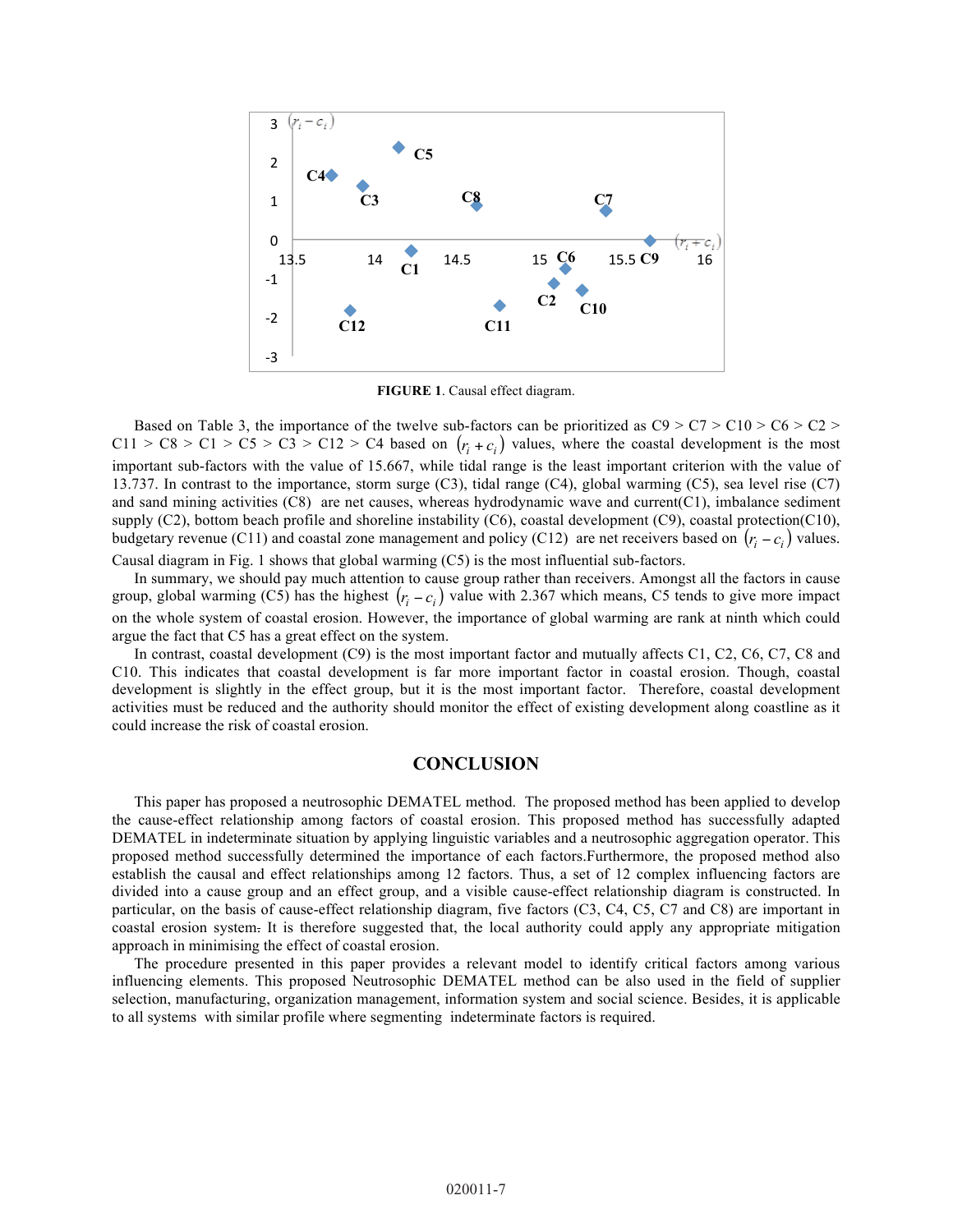**FIGURE 1**. Causal effect diagram.

Based on Table 3, the importance of the twelve sub-factors can be prioritized as C9 > C7 > C10 > C6 > C2 > C11 > C8 > C1 > C5 > C3 > C12 > C4 based on $(r_i + c_i)$ values, where the coastal development is the most important sub-factors with the value of 15.667, while tidal range is the least important criterion with the value of 13.737. In contrast to the importance, storm surge (C3), tidal range (C4), global warming (C5), sea level rise (C7) and sand mining activities (C8) are net causes, whereas hydrodynamic wave and current(C1), imbalance sediment supply (C2), bottom beach profile and shoreline instability (C6), coastal development (C9), coastal protection(C10), budgetary revenue (C11) and coastal zone management and policy (C12) are net receivers based on $(r_i - c_i)$ values. Causal diagram in Fig. 1 shows that global warming (C5) is the most influential sub-factors.

In summary, we should pay much attention to cause group rather than receivers. Amongst all the factors in cause group, global warming (C5) has the highest $(r_i - c_i)$ value with 2.367 which means, C5 tends to give more impact on the whole system of coastal erosion. However, the importance of global warming are rank at ninth which could argue the fact that C5 has a great effect on the system.

In contrast, coastal development (C9) is the most important factor and mutually affects C1, C2, C6, C7, C8 and C10. This indicates that coastal development is far more important factor in coastal erosion. Though, coastal development is slightly in the effect group, but it is the most important factor. Therefore, coastal development activities must be reduced and the authority should monitor the effect of existing development along coastline as it could increase the risk of coastal erosion.

## CONCLUSION

This paper has proposed a neutrosophic DEMATEL method. The proposed method has been applied to develop the cause-effect relationship among factors of coastal erosion. This proposed method has successfully adapted DEMATEL in indeterminate situation by applying linguistic variables and a neutrosophic aggregation operator. This proposed method successfully determined the importance of each factors.Furthermore, the proposed method also establish the causal and effect relationships among 12 factors. Thus, a set of 12 complex influencing factors are divided into a cause group and an effect group, and a visible cause-effect relationship diagram is constructed. In particular, on the basis of cause-effect relationship diagram, five factors (C3, C4, C5, C7 and C8) are important in coastal erosion system. It is therefore suggested that, the local authority could apply any appropriate mitigation approach in minimising the effect of coastal erosion.

The procedure presented in this paper provides a relevant model to identify critical factors among various influencing elements. This proposed Neutrosophic DEMATEL method can be also used in the field of supplier selection, manufacturing, organization management, information system and social science. Besides, it is applicable to all systems with similar profile where segmenting indeterminate factors is required.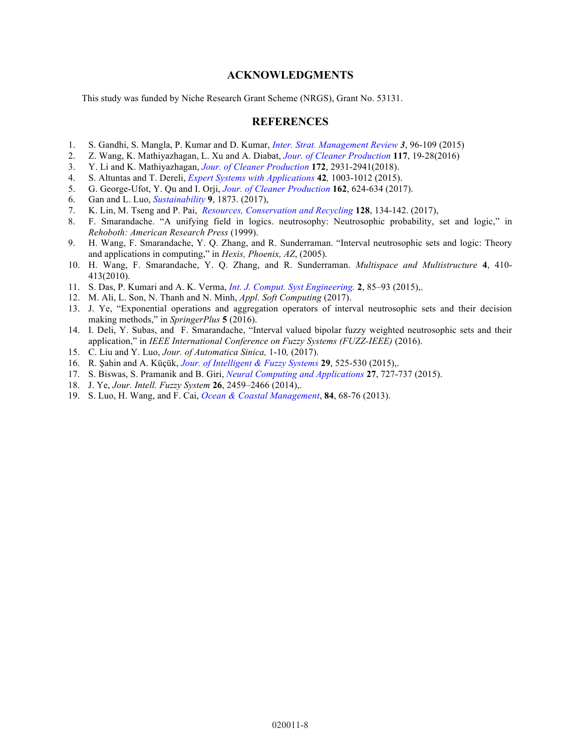## ACKNOWLEDGMENTS

This study was funded by Niche Research Grant Scheme (NRGS), Grant No. 53131.

## REFERENCES

1. S. Gandhi, S. Mangla, P. Kumar and D. Kumar, *Inter. Strat. Management Review* ***3***, 96-109 (2015)
2. Z. Wang, K. Mathiyazhagan, L. Xu and A. Diabat, *Jour. of Cleaner Production* **117**, 19-28(2016)
3. Y. Li and K. Mathiyazhagan, *Jour. of Cleaner Production* **172**, 2931-2941(2018).
4. S. Altuntas and T. Dereli, *Expert Systems with Applications* **42***,* 1003-1012 (2015).
5. G. George-Ufot, Y. Qu and I. Orji, *Jour. of Cleaner Production* **162**, 624-634 (2017).
6. Gan and L. Luo, *Sustainability* **9**, 1873. (2017),
7. K. Lin, M. Tseng and P. Pai, *Resources, Conservation and Recycling* **128**, 134-142. (2017),
8. F. Smarandache. "A unifying field in logics. neutrosophy: Neutrosophic probability, set and logic," in *Rehoboth: American Research Press* (1999).
9. H. Wang, F. Smarandache, Y. Q. Zhang, and R. Sunderraman. "Interval neutrosophic sets and logic: Theory and applications in computing," in *Hexis, Phoenix, AZ*, (2005).
10. H. Wang, F. Smarandache, Y. Q. Zhang, and R. Sunderraman. *Multispace and Multistructure* **4**, 410-413(2010).
11. S. Das, P. Kumari and A. K. Verma, *Int. J. Comput. Syst Engineering.* **2**, 85–93 (2015),.
12. M. Ali, L. Son, N. Thanh and N. Minh, *Appl. Soft Computing* (2017).
13. J. Ye, "Exponential operations and aggregation operators of interval neutrosophic sets and their decision making methods," in *SpringerPlus* **5** (2016).
14. I. Deli, Y. Subas, and F. Smarandache, "Interval valued bipolar fuzzy weighted neutrosophic sets and their application," in *IEEE International Conference on Fuzzy Systems (FUZZ-IEEE)* (2016).
15. C. Liu and Y. Luo, *Jour. of Automatica Sinica,* 1-10*,* (2017).
16. R. Şahin and A. Küçük, *Jour. of Intelligent & Fuzzy Systems* **29**, 525-530 (2015),.
17. S. Biswas, S. Pramanik and B. Giri, *Neural Computing and Applications* **27**, 727-737 (2015).
18. J. Ye, *Jour. Intell. Fuzzy System* **26**, 2459–2466 (2014),.
19. S. Luo, H. Wang, and F. Cai, *Ocean & Coastal Management*, **84**, 68-76 (2013).